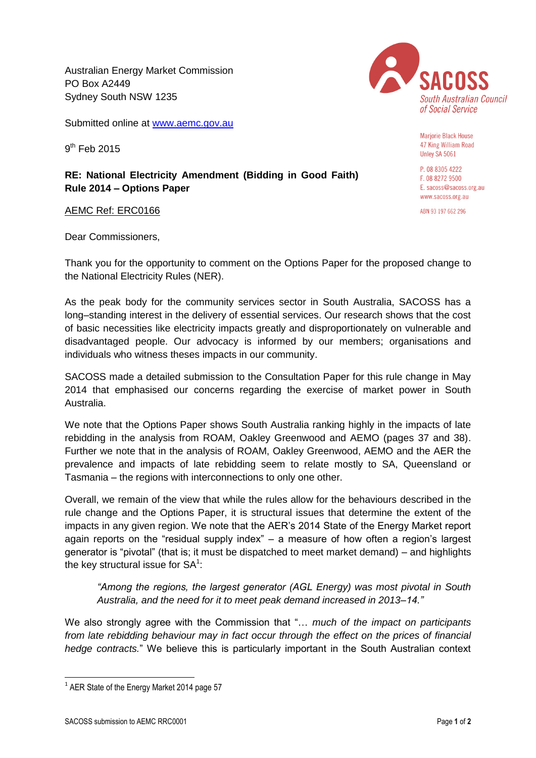Australian Energy Market Commission
PO Box A2449
Sydney South NSW 1235

Submitted online at www.aemc.gov.au

9th Feb 2015

SACOSS
South Australian Council of Social Service

Marjorie Black House
47 King William Road
Unley SA 5061

P. 08 8305 4222
F. 08 8272 9500
E. sacoss@sacoss.org.au
www.sacoss.org.au

ABN 93 197 662 296

**RE: National Electricity Amendment (Bidding in Good Faith) Rule 2014 – Options Paper**

AEMC Ref: ERC0166

Dear Commissioners,

Thank you for the opportunity to comment on the Options Paper for the proposed change to the National Electricity Rules (NER).

As the peak body for the community services sector in South Australia, SACOSS has a long–standing interest in the delivery of essential services. Our research shows that the cost of basic necessities like electricity impacts greatly and disproportionately on vulnerable and disadvantaged people. Our advocacy is informed by our members; organisations and individuals who witness theses impacts in our community.

SACOSS made a detailed submission to the Consultation Paper for this rule change in May 2014 that emphasised our concerns regarding the exercise of market power in South Australia.

We note that the Options Paper shows South Australia ranking highly in the impacts of late rebidding in the analysis from ROAM, Oakley Greenwood and AEMO (pages 37 and 38). Further we note that in the analysis of ROAM, Oakley Greenwood, AEMO and the AER the prevalence and impacts of late rebidding seem to relate mostly to SA, Queensland or Tasmania – the regions with interconnections to only one other.

Overall, we remain of the view that while the rules allow for the behaviours described in the rule change and the Options Paper, it is structural issues that determine the extent of the impacts in any given region. We note that the AER's 2014 State of the Energy Market report again reports on the "residual supply index" – a measure of how often a region's largest generator is "pivotal" (that is; it must be dispatched to meet market demand) – and highlights the key structural issue for SA[1]:

> *"Among the regions, the largest generator (AGL Energy) was most pivotal in South Australia, and the need for it to meet peak demand increased in 2013–14."*

We also strongly agree with the Commission that "… *much of the impact on participants from late rebidding behaviour may in fact occur through the effect on the prices of financial hedge contracts.*" We believe this is particularly important in the South Australian context

[1] AER State of the Energy Market 2014 page 57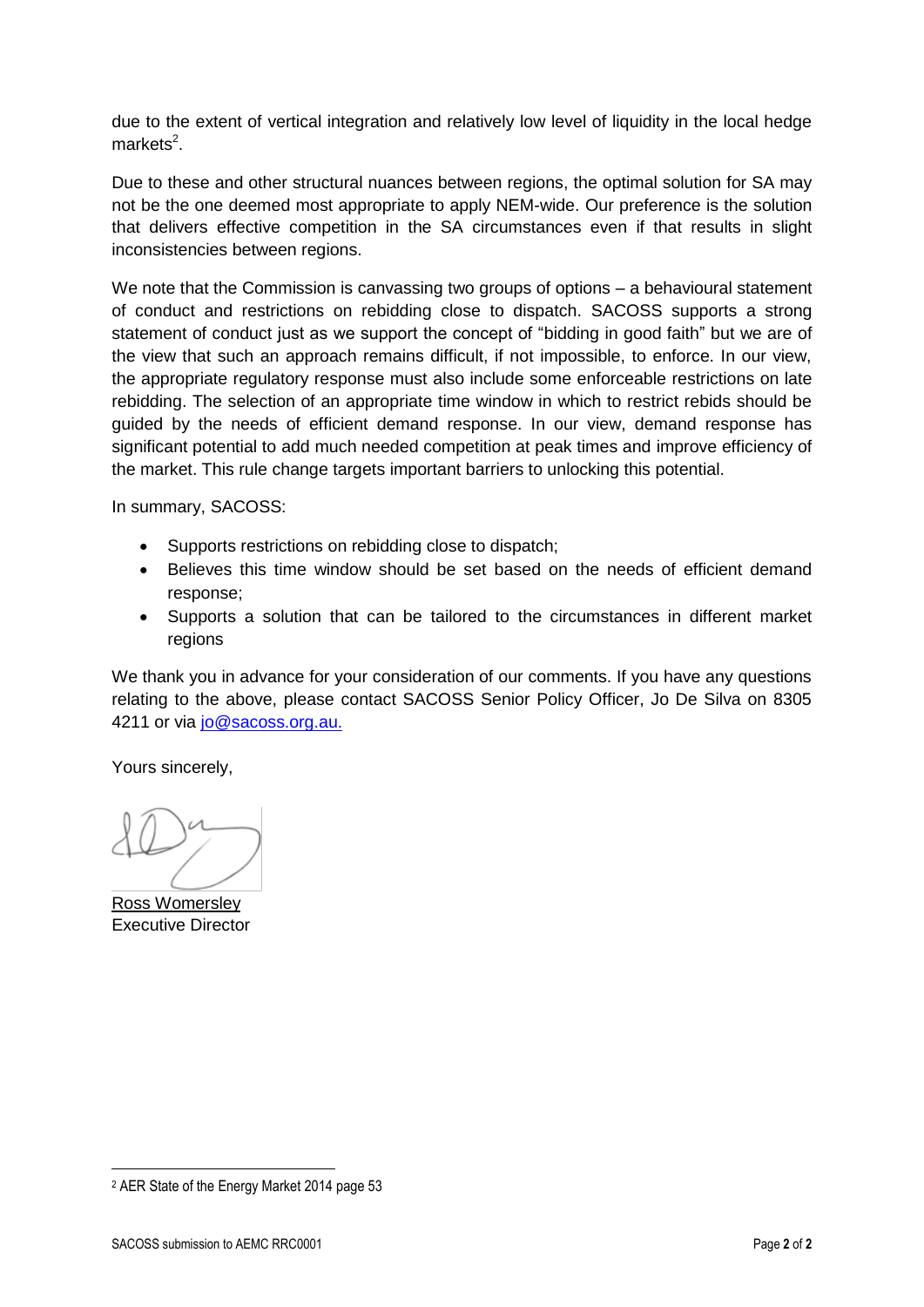due to the extent of vertical integration and relatively low level of liquidity in the local hedge markets[2].

Due to these and other structural nuances between regions, the optimal solution for SA may not be the one deemed most appropriate to apply NEM-wide. Our preference is the solution that delivers effective competition in the SA circumstances even if that results in slight inconsistencies between regions.

We note that the Commission is canvassing two groups of options – a behavioural statement of conduct and restrictions on rebidding close to dispatch. SACOSS supports a strong statement of conduct just as we support the concept of "bidding in good faith" but we are of the view that such an approach remains difficult, if not impossible, to enforce. In our view, the appropriate regulatory response must also include some enforceable restrictions on late rebidding. The selection of an appropriate time window in which to restrict rebids should be guided by the needs of efficient demand response. In our view, demand response has significant potential to add much needed competition at peak times and improve efficiency of the market. This rule change targets important barriers to unlocking this potential.

In summary, SACOSS:

- Supports restrictions on rebidding close to dispatch;
- Believes this time window should be set based on the needs of efficient demand response;
- Supports a solution that can be tailored to the circumstances in different market regions

We thank you in advance for your consideration of our comments. If you have any questions relating to the above, please contact SACOSS Senior Policy Officer, Jo De Silva on 8305 4211 or via jo@sacoss.org.au.

Yours sincerely,

Ross Womersley
Executive Director

[2] AER State of the Energy Market 2014 page 53